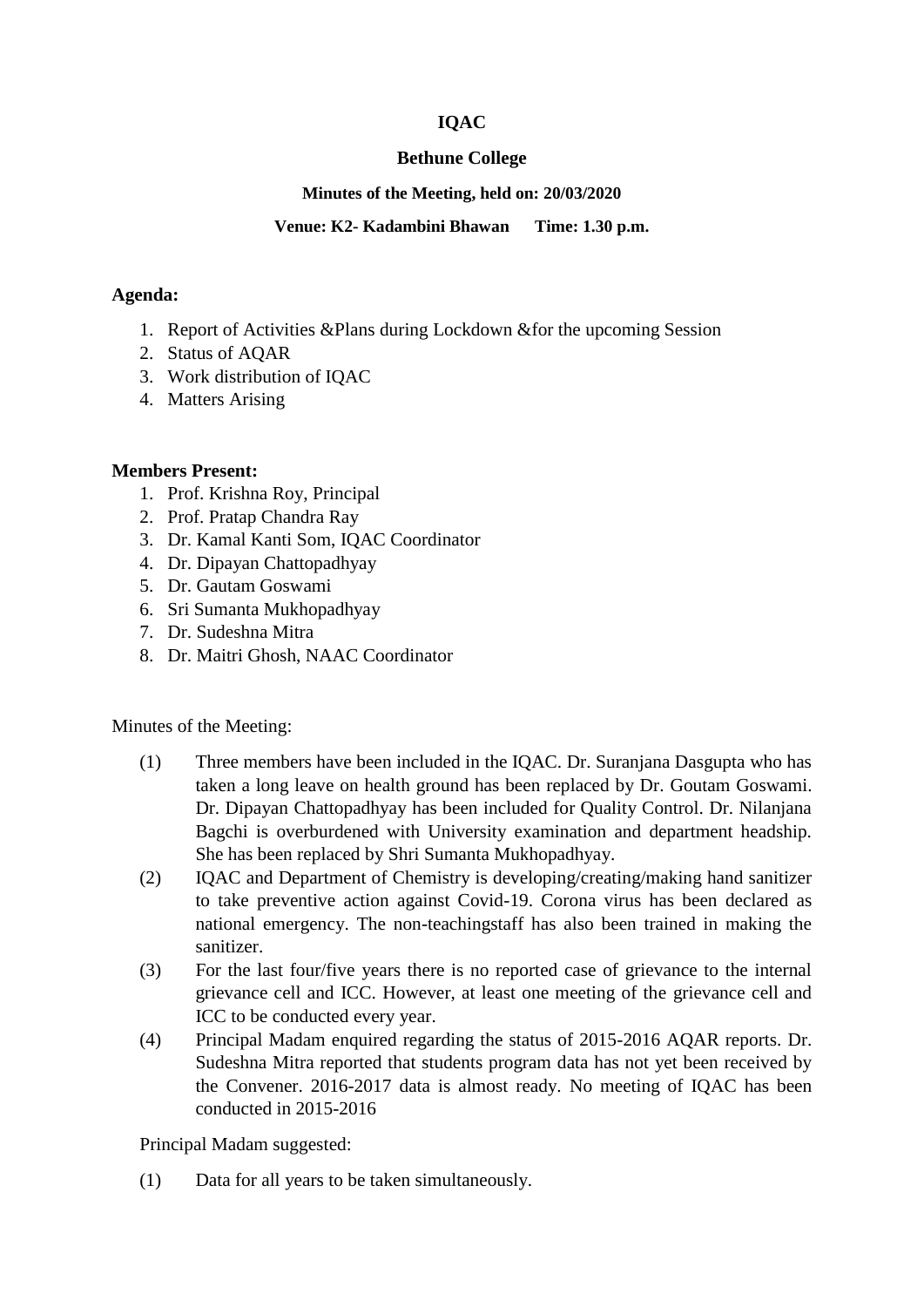**IQAC**

**Bethune College**

**Minutes of the Meeting, held on: 20/03/2020**

**Venue: K2- Kadambini Bhawan    Time: 1.30 p.m.**

**Agenda:**

1. Report of Activities &Plans during Lockdown &for the upcoming Session
2. Status of AQAR
3. Work distribution of IQAC
4. Matters Arising

**Members Present:**

1. Prof. Krishna Roy, Principal
2. Prof. Pratap Chandra Ray
3. Dr. Kamal Kanti Som, IQAC Coordinator
4. Dr. Dipayan Chattopadhyay
5. Dr. Gautam Goswami
6. Sri Sumanta Mukhopadhyay
7. Dr. Sudeshna Mitra
8. Dr. Maitri Ghosh, NAAC Coordinator

Minutes of the Meeting:

(1) Three members have been included in the IQAC. Dr. Suranjana Dasgupta who has taken a long leave on health ground has been replaced by Dr. Goutam Goswami. Dr. Dipayan Chattopadhyay has been included for Quality Control. Dr. Nilanjana Bagchi is overburdened with University examination and department headship. She has been replaced by Shri Sumanta Mukhopadhyay.

(2) IQAC and Department of Chemistry is developing/creating/making hand sanitizer to take preventive action against Covid-19. Corona virus has been declared as national emergency. The non-teachingstaff has also been trained in making the sanitizer.

(3) For the last four/five years there is no reported case of grievance to the internal grievance cell and ICC. However, at least one meeting of the grievance cell and ICC to be conducted every year.

(4) Principal Madam enquired regarding the status of 2015-2016 AQAR reports. Dr. Sudeshna Mitra reported that students program data has not yet been received by the Convener. 2016-2017 data is almost ready. No meeting of IQAC has been conducted in 2015-2016

Principal Madam suggested:

(1) Data for all years to be taken simultaneously.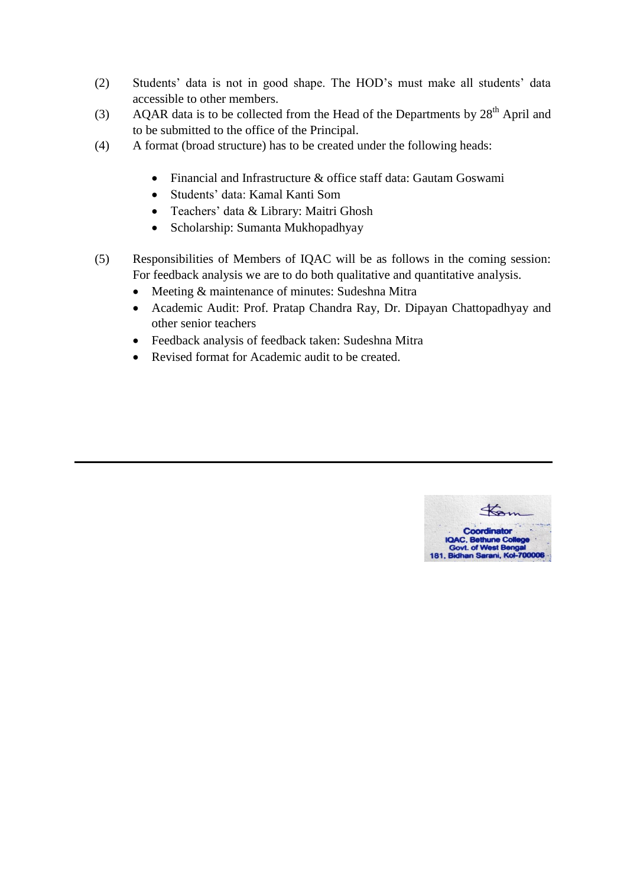(2) Students' data is not in good shape. The HOD's must make all students' data accessible to other members.

(3) AQAR data is to be collected from the Head of the Departments by 28th April and to be submitted to the office of the Principal.

(4) A format (broad structure) has to be created under the following heads:

- Financial and Infrastructure & office staff data: Gautam Goswami
- Students' data: Kamal Kanti Som
- Teachers' data & Library: Maitri Ghosh
- Scholarship: Sumanta Mukhopadhyay

(5) Responsibilities of Members of IQAC will be as follows in the coming session: For feedback analysis we are to do both qualitative and quantitative analysis.

- Meeting & maintenance of minutes: Sudeshna Mitra
- Academic Audit: Prof. Pratap Chandra Ray, Dr. Dipayan Chattopadhyay and other senior teachers
- Feedback analysis of feedback taken: Sudeshna Mitra
- Revised format for Academic audit to be created.

---

Coordinator
IQAC, Bethune College
Govt. of West Bengal
181, Bidhan Sarani, Kol-700006